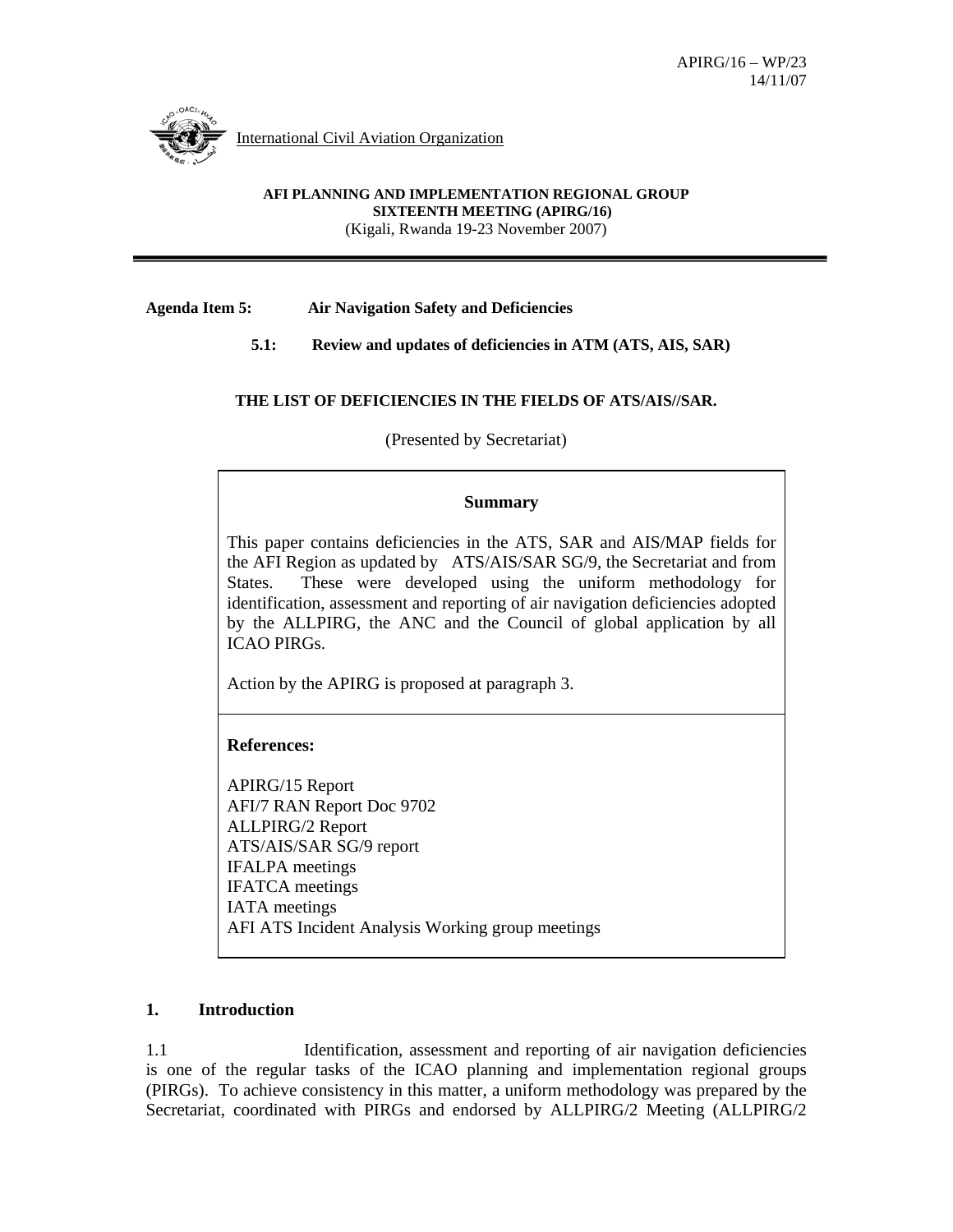APIRG/16 – WP/23
14/11/07

International Civil Aviation Organization

**AFI PLANNING AND IMPLEMENTATION REGIONAL GROUP**
**SIXTEENTH MEETING (APIRG/16)**
(Kigali, Rwanda 19-23 November 2007)

---

**Agenda Item 5: Air Navigation Safety and Deficiencies**

**5.1: Review and updates of deficiencies in ATM (ATS, AIS, SAR)**

**THE LIST OF DEFICIENCIES IN THE FIELDS OF ATS/AIS//SAR.**

(Presented by Secretariat)

**Summary**

This paper contains deficiencies in the ATS, SAR and AIS/MAP fields for the AFI Region as updated by ATS/AIS/SAR SG/9, the Secretariat and from States. These were developed using the uniform methodology for identification, assessment and reporting of air navigation deficiencies adopted by the ALLPIRG, the ANC and the Council of global application by all ICAO PIRGs.

Action by the APIRG is proposed at paragraph 3.

**References:**

APIRG/15 Report
AFI/7 RAN Report Doc 9702
ALLPIRG/2 Report
ATS/AIS/SAR SG/9 report
IFALPA meetings
IFATCA meetings
IATA meetings
AFI ATS Incident Analysis Working group meetings

## 1. Introduction

1.1 Identification, assessment and reporting of air navigation deficiencies is one of the regular tasks of the ICAO planning and implementation regional groups (PIRGs). To achieve consistency in this matter, a uniform methodology was prepared by the Secretariat, coordinated with PIRGs and endorsed by ALLPIRG/2 Meeting (ALLPIRG/2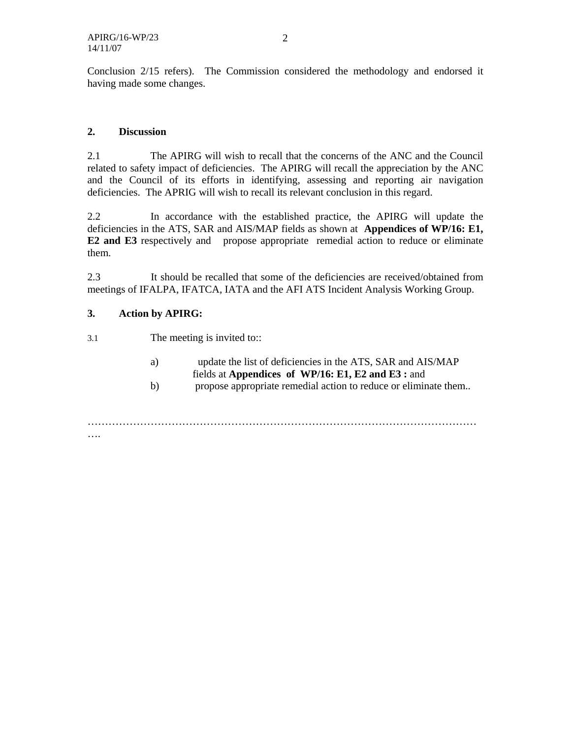Conclusion 2/15 refers). The Commission considered the methodology and endorsed it having made some changes.

## 2. Discussion

2.1 The APIRG will wish to recall that the concerns of the ANC and the Council related to safety impact of deficiencies. The APIRG will recall the appreciation by the ANC and the Council of its efforts in identifying, assessing and reporting air navigation deficiencies. The APRIG will wish to recall its relevant conclusion in this regard.

2.2 In accordance with the established practice, the APIRG will update the deficiencies in the ATS, SAR and AIS/MAP fields as shown at **Appendices of WP/16: E1, E2 and E3** respectively and propose appropriate remedial action to reduce or eliminate them.

2.3 It should be recalled that some of the deficiencies are received/obtained from meetings of IFALPA, IFATCA, IATA and the AFI ATS Incident Analysis Working Group.

## 3. Action by APIRG:

3.1 The meeting is invited to::

a) update the list of deficiencies in the ATS, SAR and AIS/MAP fields at **Appendices of WP/16: E1, E2 and E3 :** and

b) propose appropriate remedial action to reduce or eliminate them..

…………………………………………………………………………………………………….